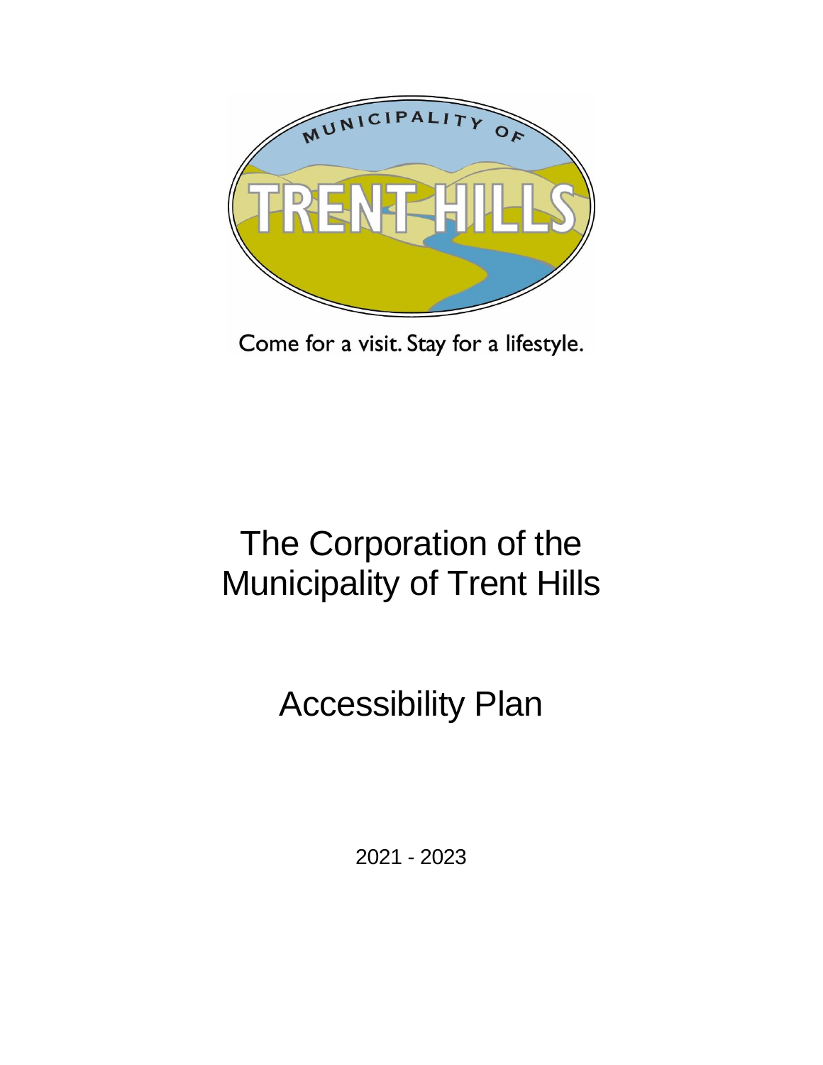MUNICIPALITY OF TRENT HILLS

Come for a visit. Stay for a lifestyle.

# The Corporation of the Municipality of Trent Hills

# Accessibility Plan

2021 - 2023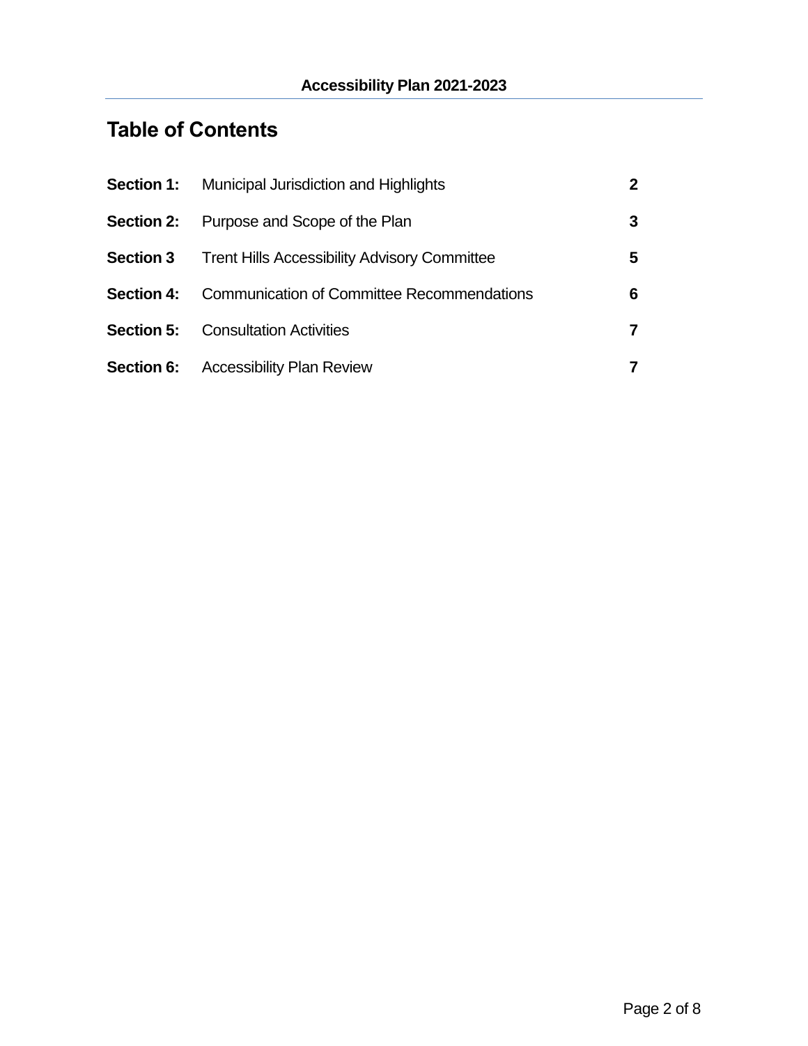# Table of Contents

| | | |
|---|---|---|
| **Section 1:** | Municipal Jurisdiction and Highlights | **2** |
| **Section 2:** | Purpose and Scope of the Plan | **3** |
| **Section 3** | Trent Hills Accessibility Advisory Committee | **5** |
| **Section 4:** | Communication of Committee Recommendations | **6** |
| **Section 5:** | Consultation Activities | **7** |
| **Section 6:** | Accessibility Plan Review | **7** |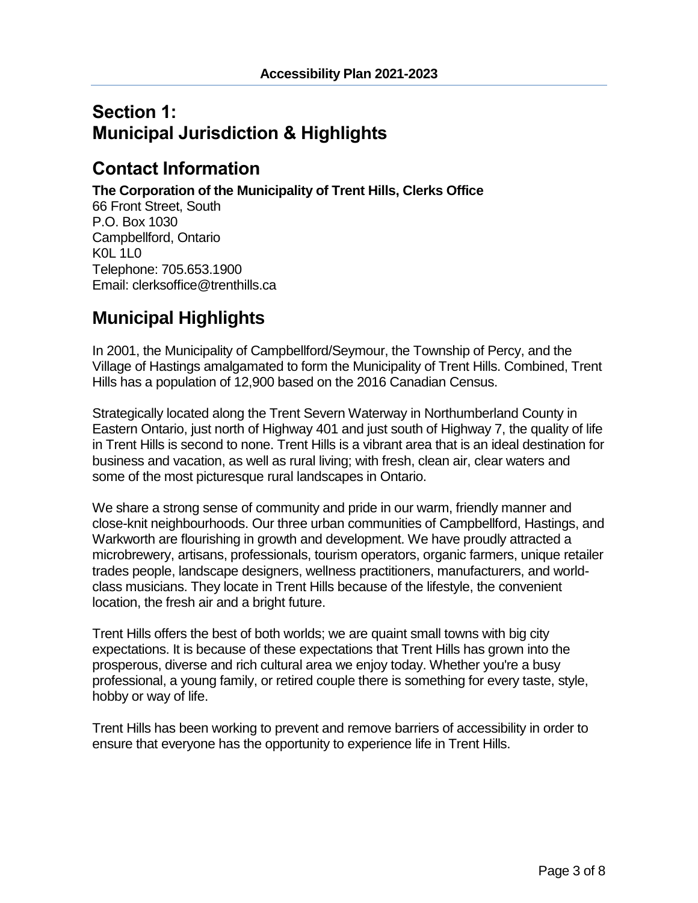# Section 1: Municipal Jurisdiction & Highlights

## Contact Information

**The Corporation of the Municipality of Trent Hills, Clerks Office**
66 Front Street, South
P.O. Box 1030
Campbellford, Ontario
K0L 1L0
Telephone: 705.653.1900
Email: clerksoffice@trenthills.ca

## Municipal Highlights

In 2001, the Municipality of Campbellford/Seymour, the Township of Percy, and the Village of Hastings amalgamated to form the Municipality of Trent Hills. Combined, Trent Hills has a population of 12,900 based on the 2016 Canadian Census.

Strategically located along the Trent Severn Waterway in Northumberland County in Eastern Ontario, just north of Highway 401 and just south of Highway 7, the quality of life in Trent Hills is second to none. Trent Hills is a vibrant area that is an ideal destination for business and vacation, as well as rural living; with fresh, clean air, clear waters and some of the most picturesque rural landscapes in Ontario.

We share a strong sense of community and pride in our warm, friendly manner and close-knit neighbourhoods. Our three urban communities of Campbellford, Hastings, and Warkworth are flourishing in growth and development. We have proudly attracted a microbrewery, artisans, professionals, tourism operators, organic farmers, unique retailer trades people, landscape designers, wellness practitioners, manufacturers, and world-class musicians. They locate in Trent Hills because of the lifestyle, the convenient location, the fresh air and a bright future.

Trent Hills offers the best of both worlds; we are quaint small towns with big city expectations. It is because of these expectations that Trent Hills has grown into the prosperous, diverse and rich cultural area we enjoy today. Whether you're a busy professional, a young family, or retired couple there is something for every taste, style, hobby or way of life.

Trent Hills has been working to prevent and remove barriers of accessibility in order to ensure that everyone has the opportunity to experience life in Trent Hills.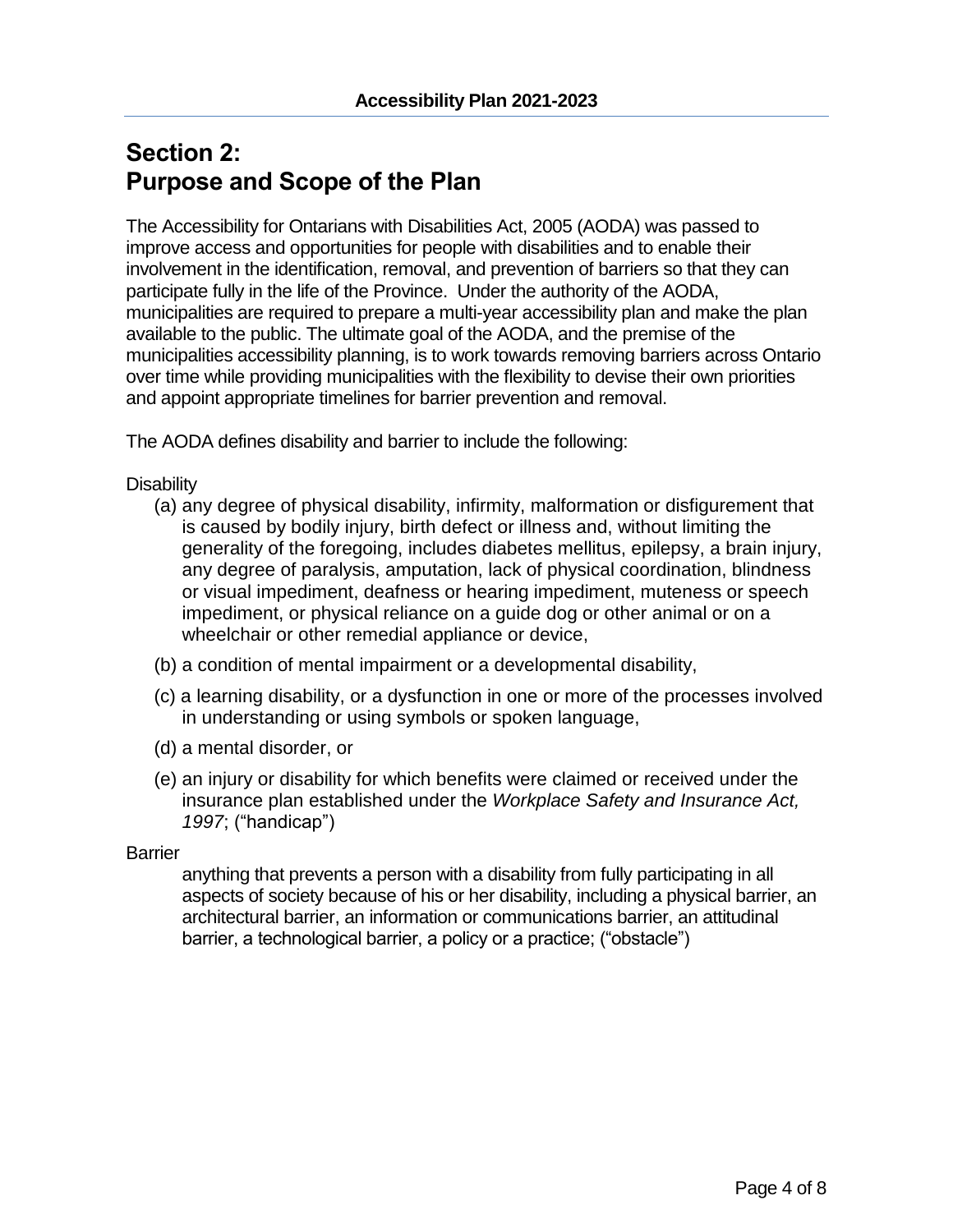# Section 2: Purpose and Scope of the Plan

The Accessibility for Ontarians with Disabilities Act, 2005 (AODA) was passed to improve access and opportunities for people with disabilities and to enable their involvement in the identification, removal, and prevention of barriers so that they can participate fully in the life of the Province. Under the authority of the AODA, municipalities are required to prepare a multi-year accessibility plan and make the plan available to the public. The ultimate goal of the AODA, and the premise of the municipalities accessibility planning, is to work towards removing barriers across Ontario over time while providing municipalities with the flexibility to devise their own priorities and appoint appropriate timelines for barrier prevention and removal.

The AODA defines disability and barrier to include the following:

Disability

(a) any degree of physical disability, infirmity, malformation or disfigurement that is caused by bodily injury, birth defect or illness and, without limiting the generality of the foregoing, includes diabetes mellitus, epilepsy, a brain injury, any degree of paralysis, amputation, lack of physical coordination, blindness or visual impediment, deafness or hearing impediment, muteness or speech impediment, or physical reliance on a guide dog or other animal or on a wheelchair or other remedial appliance or device,

(b) a condition of mental impairment or a developmental disability,

(c) a learning disability, or a dysfunction in one or more of the processes involved in understanding or using symbols or spoken language,

(d) a mental disorder, or

(e) an injury or disability for which benefits were claimed or received under the insurance plan established under the *Workplace Safety and Insurance Act, 1997*; ("handicap")

Barrier

anything that prevents a person with a disability from fully participating in all aspects of society because of his or her disability, including a physical barrier, an architectural barrier, an information or communications barrier, an attitudinal barrier, a technological barrier, a policy or a practice; ("obstacle")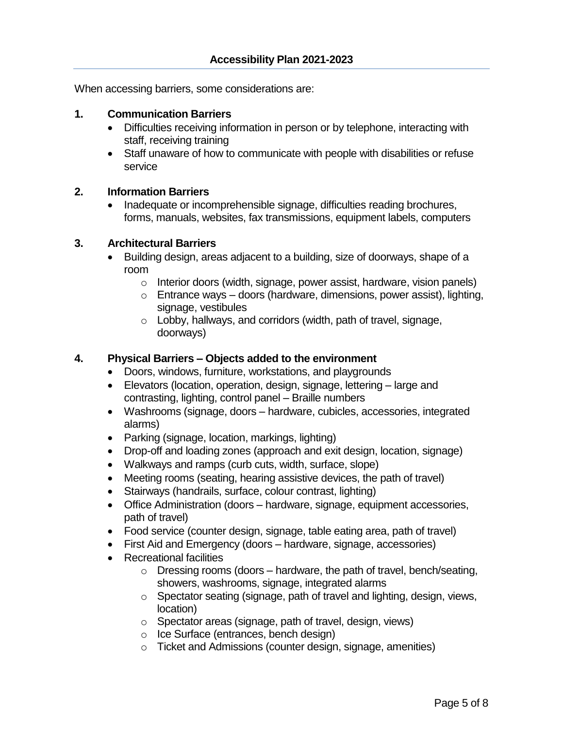When accessing barriers, some considerations are:

**1. Communication Barriers**

- Difficulties receiving information in person or by telephone, interacting with staff, receiving training
- Staff unaware of how to communicate with people with disabilities or refuse service

**2. Information Barriers**

- Inadequate or incomprehensible signage, difficulties reading brochures, forms, manuals, websites, fax transmissions, equipment labels, computers

**3. Architectural Barriers**

- Building design, areas adjacent to a building, size of doorways, shape of a room
    - Interior doors (width, signage, power assist, hardware, vision panels)
    - Entrance ways – doors (hardware, dimensions, power assist), lighting, signage, vestibules
    - Lobby, hallways, and corridors (width, path of travel, signage, doorways)

**4. Physical Barriers – Objects added to the environment**

- Doors, windows, furniture, workstations, and playgrounds
- Elevators (location, operation, design, signage, lettering – large and contrasting, lighting, control panel – Braille numbers
- Washrooms (signage, doors – hardware, cubicles, accessories, integrated alarms)
- Parking (signage, location, markings, lighting)
- Drop-off and loading zones (approach and exit design, location, signage)
- Walkways and ramps (curb cuts, width, surface, slope)
- Meeting rooms (seating, hearing assistive devices, the path of travel)
- Stairways (handrails, surface, colour contrast, lighting)
- Office Administration (doors – hardware, signage, equipment accessories, path of travel)
- Food service (counter design, signage, table eating area, path of travel)
- First Aid and Emergency (doors – hardware, signage, accessories)
- Recreational facilities
    - Dressing rooms (doors – hardware, the path of travel, bench/seating, showers, washrooms, signage, integrated alarms
    - Spectator seating (signage, path of travel and lighting, design, views, location)
    - Spectator areas (signage, path of travel, design, views)
    - Ice Surface (entrances, bench design)
    - Ticket and Admissions (counter design, signage, amenities)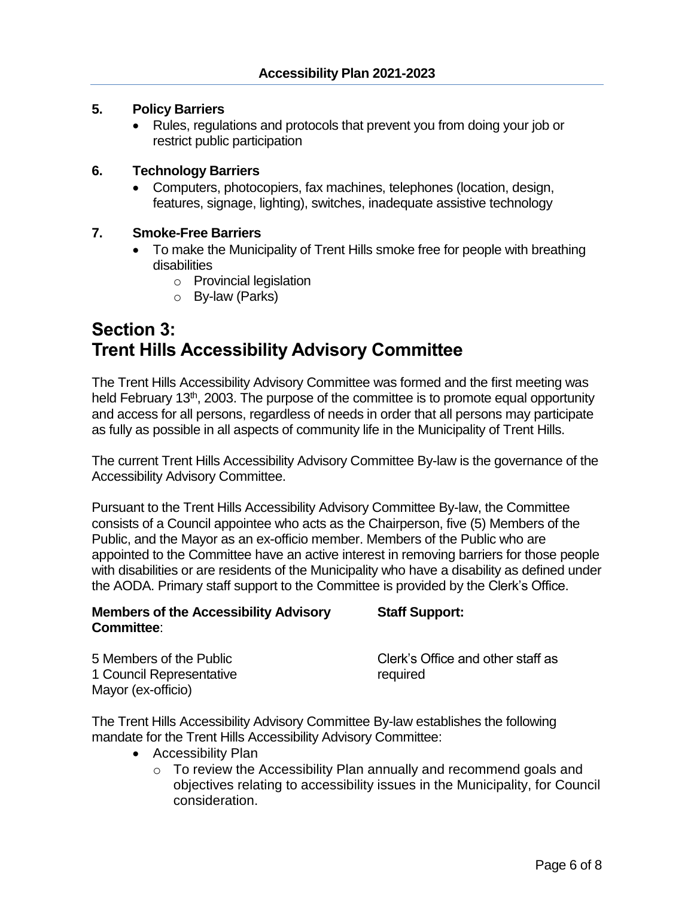### 5. Policy Barriers

- Rules, regulations and protocols that prevent you from doing your job or restrict public participation

### 6. Technology Barriers

- Computers, photocopiers, fax machines, telephones (location, design, features, signage, lighting), switches, inadequate assistive technology

### 7. Smoke-Free Barriers

- To make the Municipality of Trent Hills smoke free for people with breathing disabilities
  - Provincial legislation
  - By-law (Parks)

# Section 3: Trent Hills Accessibility Advisory Committee

The Trent Hills Accessibility Advisory Committee was formed and the first meeting was held February 13th, 2003. The purpose of the committee is to promote equal opportunity and access for all persons, regardless of needs in order that all persons may participate as fully as possible in all aspects of community life in the Municipality of Trent Hills.

The current Trent Hills Accessibility Advisory Committee By-law is the governance of the Accessibility Advisory Committee.

Pursuant to the Trent Hills Accessibility Advisory Committee By-law, the Committee consists of a Council appointee who acts as the Chairperson, five (5) Members of the Public, and the Mayor as an ex-officio member. Members of the Public who are appointed to the Committee have an active interest in removing barriers for those people with disabilities or are residents of the Municipality who have a disability as defined under the AODA. Primary staff support to the Committee is provided by the Clerk's Office.

| **Members of the Accessibility Advisory Committee**: | **Staff Support:** |
|---|---|
| 5 Members of the Public<br>1 Council Representative<br>Mayor (ex-officio) | Clerk's Office and other staff as required |

The Trent Hills Accessibility Advisory Committee By-law establishes the following mandate for the Trent Hills Accessibility Advisory Committee:

- Accessibility Plan
  - To review the Accessibility Plan annually and recommend goals and objectives relating to accessibility issues in the Municipality, for Council consideration.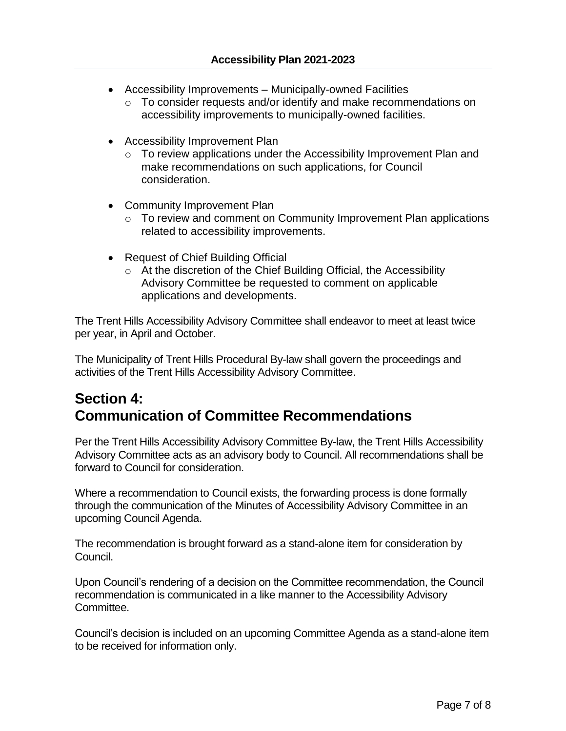- Accessibility Improvements – Municipally-owned Facilities
  - To consider requests and/or identify and make recommendations on accessibility improvements to municipally-owned facilities.
- Accessibility Improvement Plan
  - To review applications under the Accessibility Improvement Plan and make recommendations on such applications, for Council consideration.
- Community Improvement Plan
  - To review and comment on Community Improvement Plan applications related to accessibility improvements.
- Request of Chief Building Official
  - At the discretion of the Chief Building Official, the Accessibility Advisory Committee be requested to comment on applicable applications and developments.

The Trent Hills Accessibility Advisory Committee shall endeavor to meet at least twice per year, in April and October.

The Municipality of Trent Hills Procedural By-law shall govern the proceedings and activities of the Trent Hills Accessibility Advisory Committee.

## Section 4: Communication of Committee Recommendations

Per the Trent Hills Accessibility Advisory Committee By-law, the Trent Hills Accessibility Advisory Committee acts as an advisory body to Council. All recommendations shall be forward to Council for consideration.

Where a recommendation to Council exists, the forwarding process is done formally through the communication of the Minutes of Accessibility Advisory Committee in an upcoming Council Agenda.

The recommendation is brought forward as a stand-alone item for consideration by Council.

Upon Council's rendering of a decision on the Committee recommendation, the Council recommendation is communicated in a like manner to the Accessibility Advisory Committee.

Council's decision is included on an upcoming Committee Agenda as a stand-alone item to be received for information only.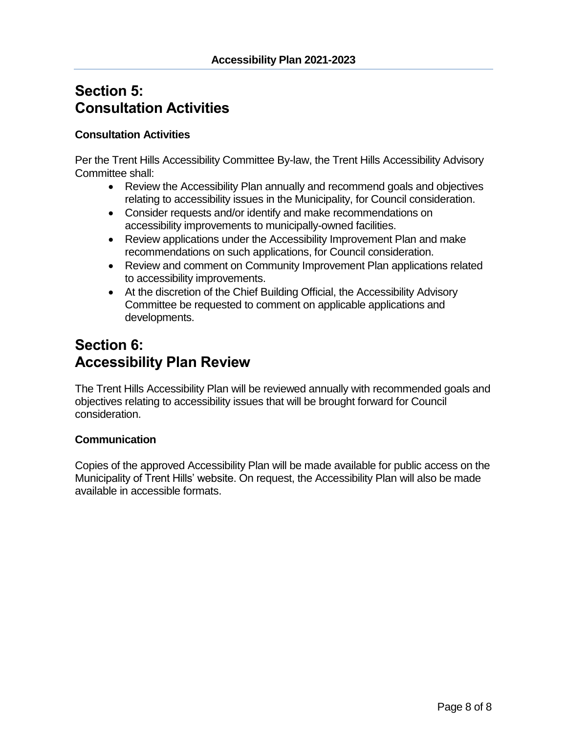# Section 5: Consultation Activities

### Consultation Activities

Per the Trent Hills Accessibility Committee By-law, the Trent Hills Accessibility Advisory Committee shall:

- Review the Accessibility Plan annually and recommend goals and objectives relating to accessibility issues in the Municipality, for Council consideration.
- Consider requests and/or identify and make recommendations on accessibility improvements to municipally-owned facilities.
- Review applications under the Accessibility Improvement Plan and make recommendations on such applications, for Council consideration.
- Review and comment on Community Improvement Plan applications related to accessibility improvements.
- At the discretion of the Chief Building Official, the Accessibility Advisory Committee be requested to comment on applicable applications and developments.

# Section 6: Accessibility Plan Review

The Trent Hills Accessibility Plan will be reviewed annually with recommended goals and objectives relating to accessibility issues that will be brought forward for Council consideration.

### Communication

Copies of the approved Accessibility Plan will be made available for public access on the Municipality of Trent Hills' website. On request, the Accessibility Plan will also be made available in accessible formats.